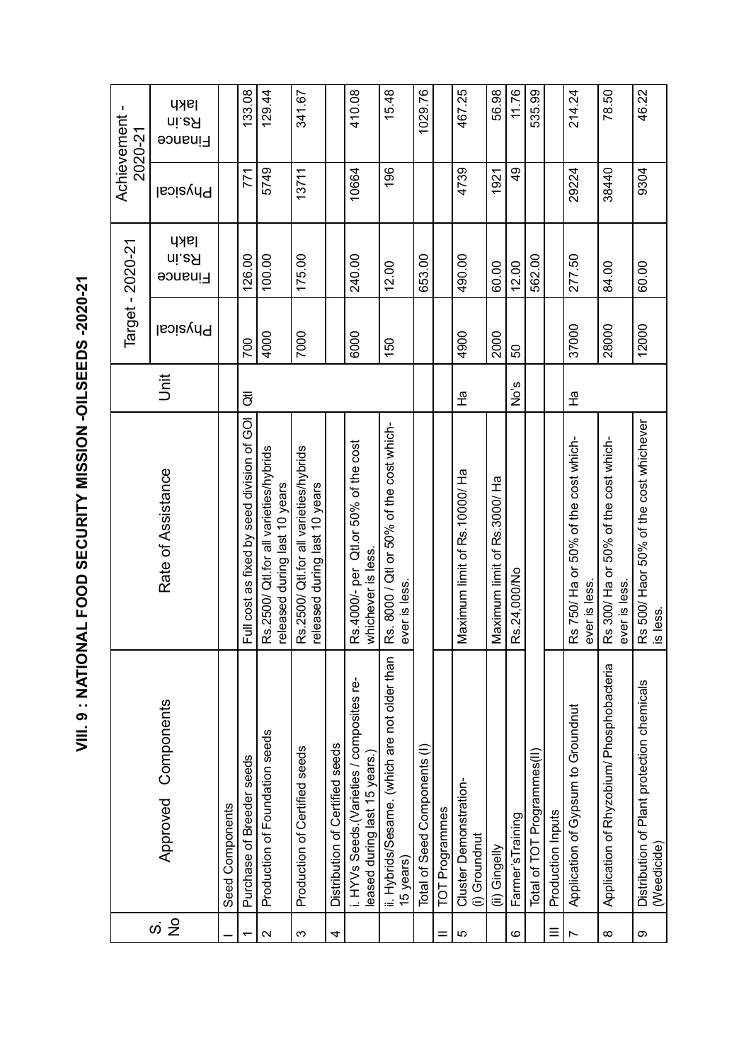# VIII. 9 : NATIONAL FOOD SECURITY MISSION -OILSEEDS -2020-21

| S. No | Approved Components | Rate of Assistance | Unit | Target - 2020-21 | | Achievement - 2020-21 | |
|---|---|---|---|---|---|---|---|
| | | | | Physical | Finance Rs.in lakh | Physical | Finance Rs.in lakh |
| I | Seed Components | | | | | | |
| 1 | Purchase of Breeder seeds | Full cost as fixed by seed division of GOI | Qtl | 700 | 126.00 | 771 | 133.08 |
| 2 | Production of Foundation seeds | Rs.2500/ Qtl.for all varieties/hybrids released during last 10 years | | 4000 | 100.00 | 5749 | 129.44 |
| 3 | Production of Certified seeds | Rs.2500/ Qtl.for all varieties/hybrids released during last 10 years | | 7000 | 175.00 | 13711 | 341.67 |
| 4 | Distribution of Certified seeds | | | | | | |
| | i. HYVs Seeds.(Varieties / composites released during last 15 years.) | Rs.4000/- per Qtl.or 50% of the cost whichever is less. | | 6000 | 240.00 | 10664 | 410.08 |
| | ii. Hybrids/Sesame. (which are not older than 15 years) | Rs. 8000 / Qtl or 50% of the cost whichever is less. | | 150 | 12.00 | 196 | 15.48 |
| | Total of Seed Components (I) | | | | 653.00 | | 1029.76 |
| II | TOT Programmes | | | | | | |
| 5 | Cluster Demonstration- (i) Groundnut | Maximum limit of Rs.10000/ Ha | Ha | 4900 | 490.00 | 4739 | 467.25 |
| | (ii) Gingelly | Maximum limit of Rs.3000/ Ha | | 2000 | 60.00 | 1921 | 56.98 |
| 6 | Farmer'sTraining | Rs.24,000/No | No's | 50 | 12.00 | 49 | 11.76 |
| | Total of TOT Programmes(II) | | | | 562.00 | | 535.99 |
| III | Production Inputs | | | | | | |
| 7 | Application of Gypsum to Groundnut | Rs 750/ Ha or 50% of the cost whichever is less. | Ha | 37000 | 277.50 | 29224 | 214.24 |
| 8 | Application of Rhyzobium/ Phosphobacteria | Rs 300/ Ha or 50% of the cost whichever is less. | | 28000 | 84.00 | 38440 | 78.50 |
| 9 | Distribution of Plant protection chemicals (Weedicide) | Rs 500/ Haor 50% of the cost whichever is less. | | 12000 | 60.00 | 9304 | 46.22 |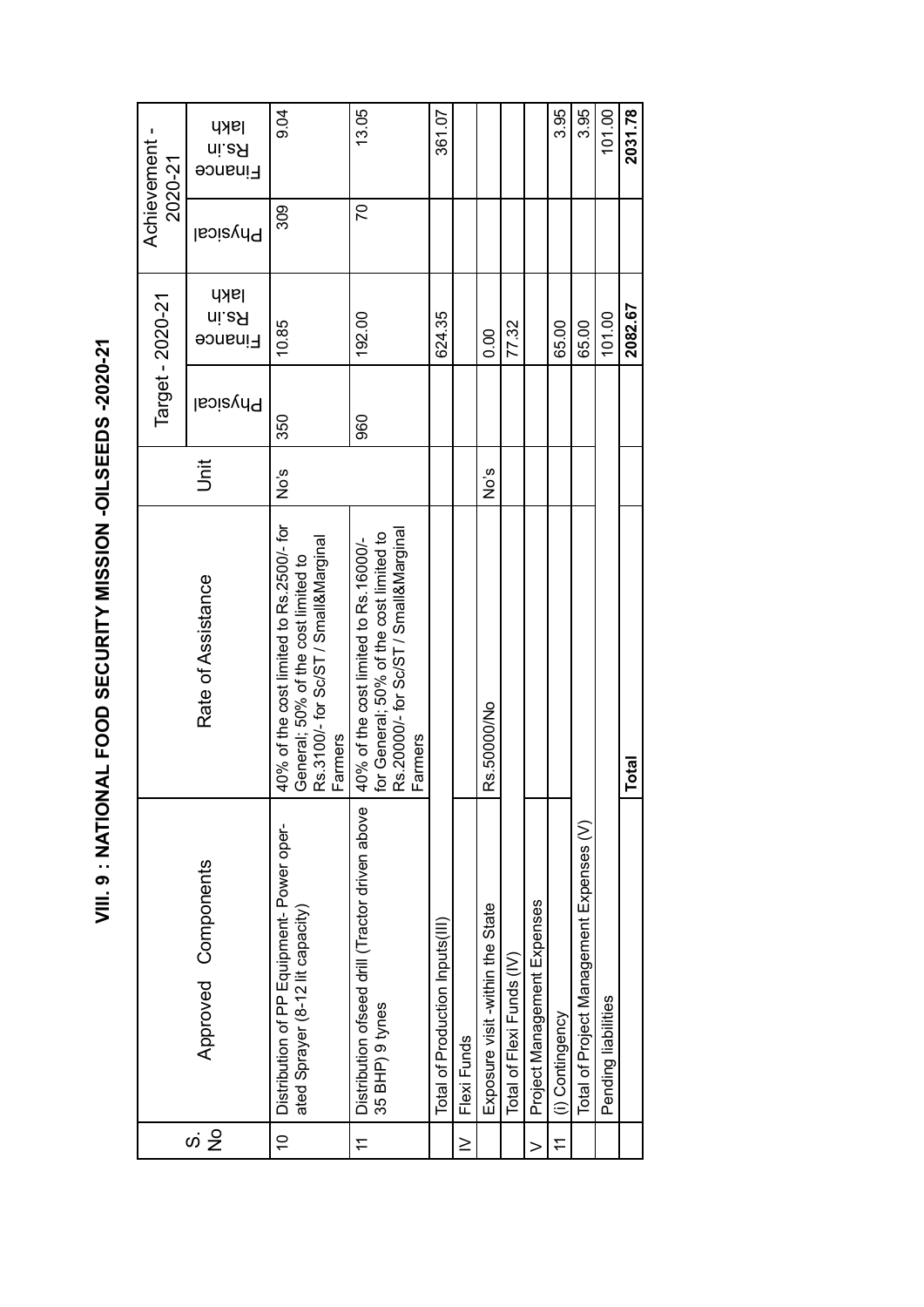# VIII. 9 : NATIONAL FOOD SECURITY MISSION -OILSEEDS -2020-21

| S. No | Approved Components | Rate of Assistance | Unit | Target - 2020-21 | | Achievement - 2020-21 | |
|---|---|---|---|---|---|---|---|
| | | | | Physical | Finance Rs.in lakh | Physical | Finance Rs.in lakh |
| 10 | Distribution of PP Equipment- Power operated Sprayer (8-12 lit capacity) | 40% of the cost limited to Rs.2500/- for General; 50% of the cost limited to Rs.3100/- for Sc/ST / Small&Marginal Farmers | No's | 350 | 10.85 | 309 | 9.04 |
| 11 | Distribution ofseed drill (Tractor driven above 35 BHP) 9 tynes | 40% of the cost limited to Rs.16000/- for General; 50% of the cost limited to Rs.20000/- for Sc/ST / Small&Marginal Farmers | | 960 | 192.00 | 70 | 13.05 |
| | Total of Production Inputs(III) | | | | 624.35 | | 361.07 |
| IV | Flexi Funds | | | | | | |
| | Exposure visit -within the State | Rs.50000/No | No's | | 0.00 | | |
| | Total of Flexi Funds (IV) | | | | 77.32 | | |
| V | Project Management Expenses | | | | | | |
| 11 | (i) Contingency | | | | 65.00 | | 3.95 |
| | Total of Project Management Expenses (V) | | | | 65.00 | | 3.95 |
| | Pending liabilities | | | | 101.00 | | 101.00 |
| | | **Total** | | | **2082.67** | | **2031.78** |